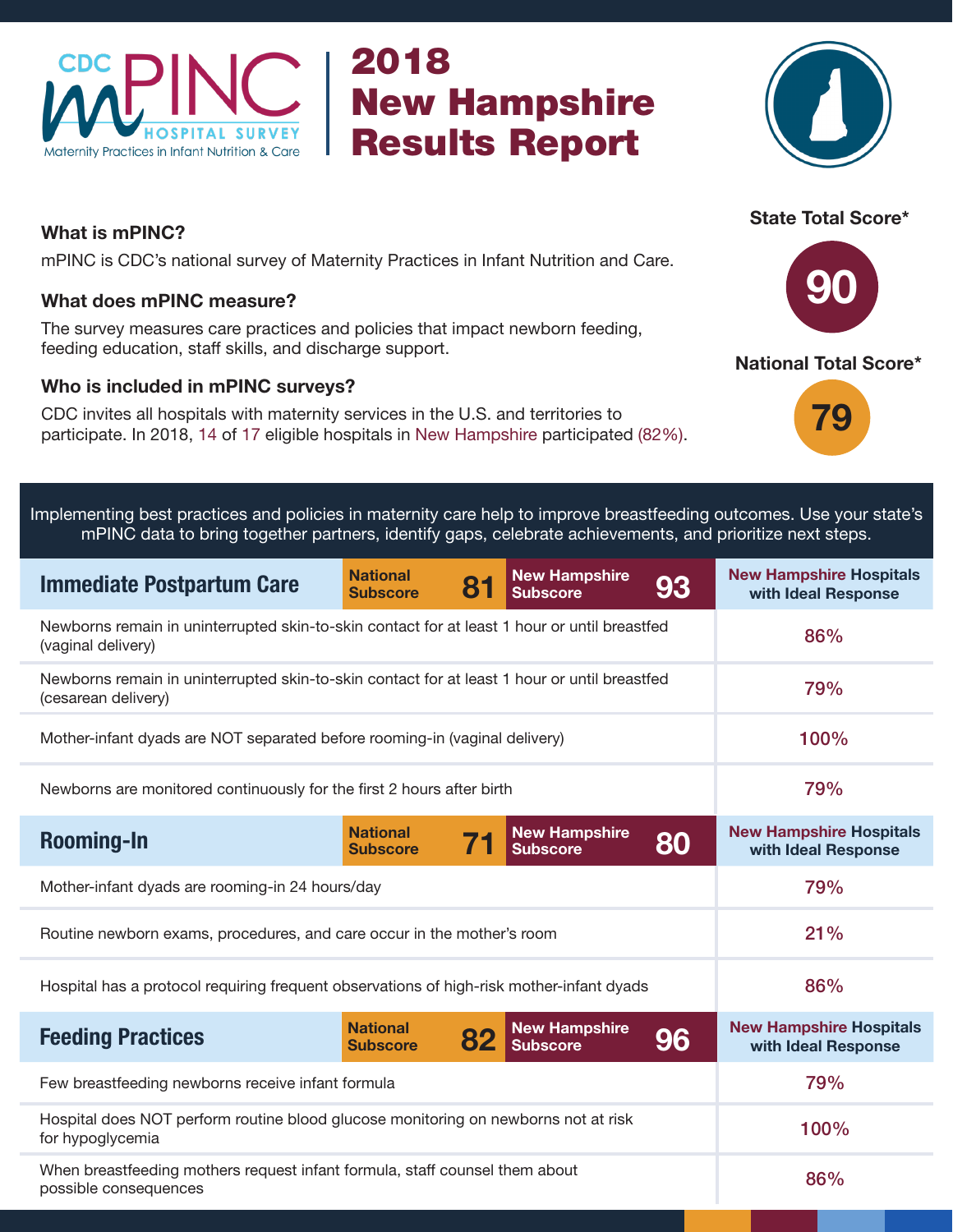CDC mPINC HOSPITAL SURVEY
Maternity Practices in Infant Nutrition & Care

# 2018 New Hampshire Results Report

**State Total Score*** 90

**National Total Score*** 79

### What is mPINC?

mPINC is CDC's national survey of Maternity Practices in Infant Nutrition and Care.

### What does mPINC measure?

The survey measures care practices and policies that impact newborn feeding, feeding education, staff skills, and discharge support.

### Who is included in mPINC surveys?

CDC invites all hospitals with maternity services in the U.S. and territories to participate. In 2018, 14 of 17 eligible hospitals in New Hampshire participated (82%).

Implementing best practices and policies in maternity care help to improve breastfeeding outcomes. Use your state's mPINC data to bring together partners, identify gaps, celebrate achievements, and prioritize next steps.

| Immediate Postpartum Care (National Subscore 81, New Hampshire Subscore 93) | New Hampshire Hospitals with Ideal Response |
|---|---|
| Newborns remain in uninterrupted skin-to-skin contact for at least 1 hour or until breastfed (vaginal delivery) | 86% |
| Newborns remain in uninterrupted skin-to-skin contact for at least 1 hour or until breastfed (cesarean delivery) | 79% |
| Mother-infant dyads are NOT separated before rooming-in (vaginal delivery) | 100% |
| Newborns are monitored continuously for the first 2 hours after birth | 79% |

| Rooming-In (National Subscore 71, New Hampshire Subscore 80) | New Hampshire Hospitals with Ideal Response |
|---|---|
| Mother-infant dyads are rooming-in 24 hours/day | 79% |
| Routine newborn exams, procedures, and care occur in the mother's room | 21% |
| Hospital has a protocol requiring frequent observations of high-risk mother-infant dyads | 86% |

| Feeding Practices (National Subscore 82, New Hampshire Subscore 96) | New Hampshire Hospitals with Ideal Response |
|---|---|
| Few breastfeeding newborns receive infant formula | 79% |
| Hospital does NOT perform routine blood glucose monitoring on newborns not at risk for hypoglycemia | 100% |
| When breastfeeding mothers request infant formula, staff counsel them about possible consequences | 86% |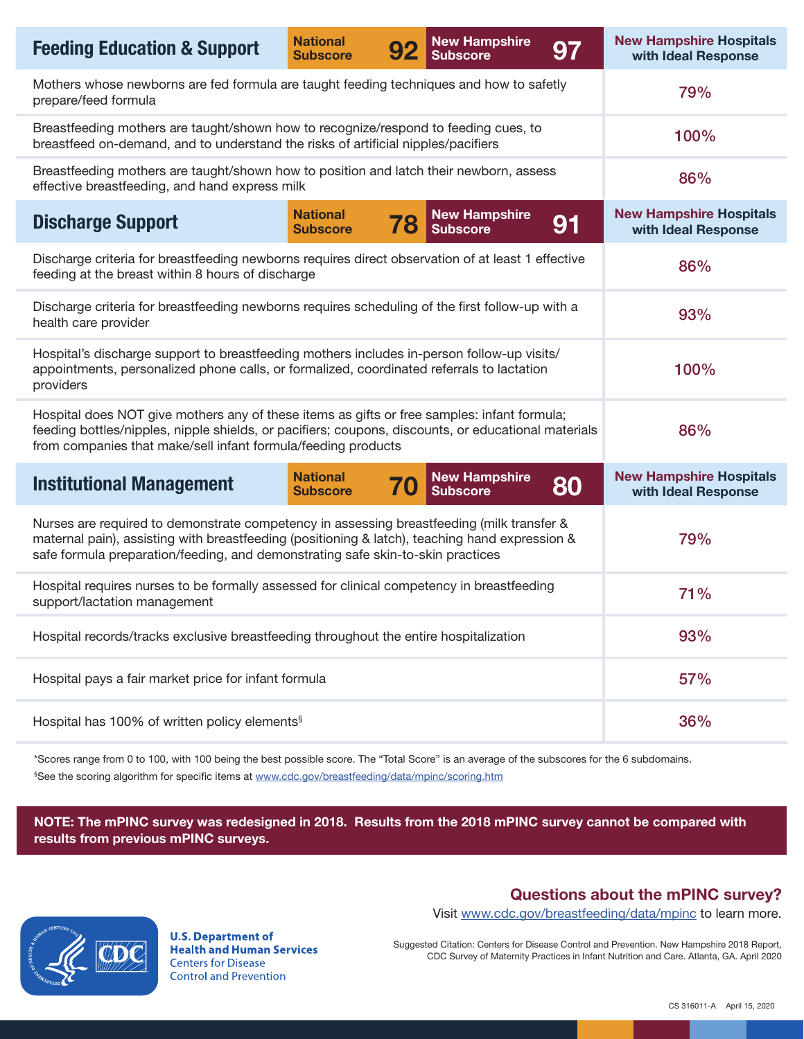| Feeding Education & Support — National Subscore 92 — New Hampshire Subscore 97 | New Hampshire Hospitals with Ideal Response |
|---|---|
| Mothers whose newborns are fed formula are taught feeding techniques and how to safetly prepare/feed formula | 79% |
| Breastfeeding mothers are taught/shown how to recognize/respond to feeding cues, to breastfeed on-demand, and to understand the risks of artificial nipples/pacifiers | 100% |
| Breastfeeding mothers are taught/shown how to position and latch their newborn, assess effective breastfeeding, and hand express milk | 86% |

| Discharge Support — National Subscore 78 — New Hampshire Subscore 91 | New Hampshire Hospitals with Ideal Response |
|---|---|
| Discharge criteria for breastfeeding newborns requires direct observation of at least 1 effective feeding at the breast within 8 hours of discharge | 86% |
| Discharge criteria for breastfeeding newborns requires scheduling of the first follow-up with a health care provider | 93% |
| Hospital's discharge support to breastfeeding mothers includes in-person follow-up visits/appointments, personalized phone calls, or formalized, coordinated referrals to lactation providers | 100% |
| Hospital does NOT give mothers any of these items as gifts or free samples: infant formula; feeding bottles/nipples, nipple shields, or pacifiers; coupons, discounts, or educational materials from companies that make/sell infant formula/feeding products | 86% |

| Institutional Management — National Subscore 70 — New Hampshire Subscore 80 | New Hampshire Hospitals with Ideal Response |
|---|---|
| Nurses are required to demonstrate competency in assessing breastfeeding (milk transfer & maternal pain), assisting with breastfeeding (positioning & latch), teaching hand expression & safe formula preparation/feeding, and demonstrating safe skin-to-skin practices | 79% |
| Hospital requires nurses to be formally assessed for clinical competency in breastfeeding support/lactation management | 71% |
| Hospital records/tracks exclusive breastfeeding throughout the entire hospitalization | 93% |
| Hospital pays a fair market price for infant formula | 57% |
| Hospital has 100% of written policy elements§ | 36% |

*Scores range from 0 to 100, with 100 being the best possible score. The "Total Score" is an average of the subscores for the 6 subdomains.

§See the scoring algorithm for specific items at www.cdc.gov/breastfeeding/data/mpinc/scoring.htm

**NOTE: The mPINC survey was redesigned in 2018. Results from the 2018 mPINC survey cannot be compared with results from previous mPINC surveys.**

U.S. Department of Health and Human Services
Centers for Disease Control and Prevention

## Questions about the mPINC survey?

Visit www.cdc.gov/breastfeeding/data/mpinc to learn more.

Suggested Citation: Centers for Disease Control and Prevention. New Hampshire 2018 Report, CDC Survey of Maternity Practices in Infant Nutrition and Care. Atlanta, GA. April 2020

CS 316011-A April 15, 2020